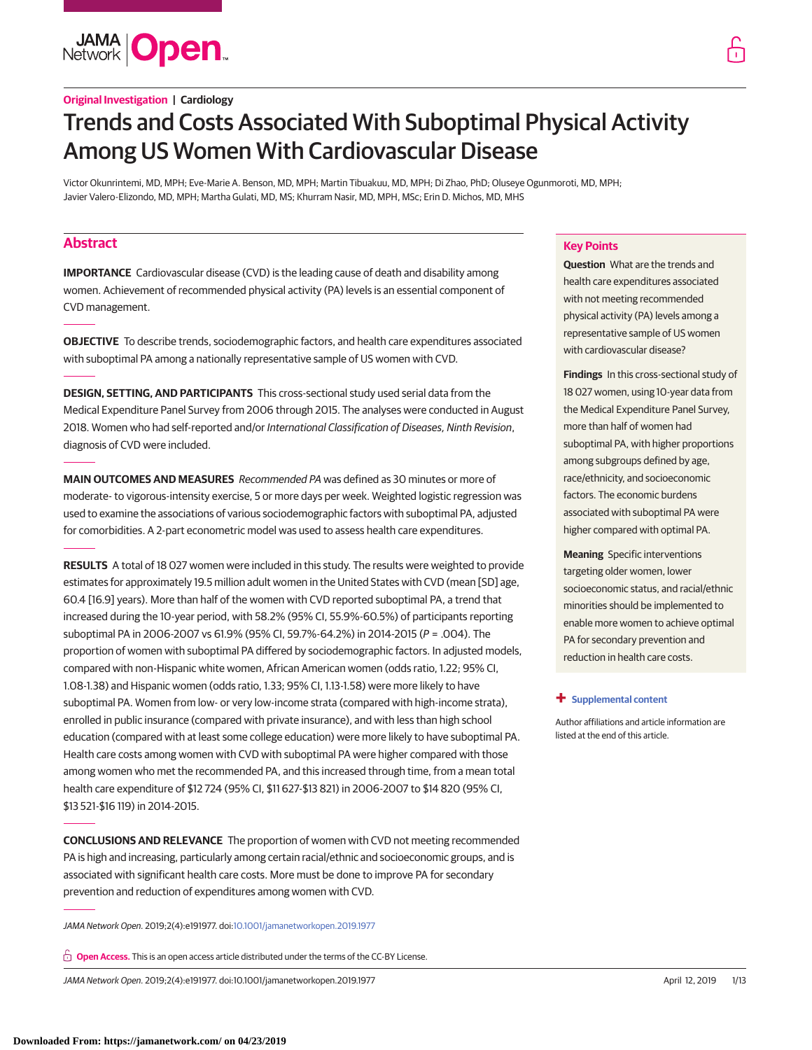Original Investigation | Cardiology

# Trends and Costs Associated With Suboptimal Physical Activity Among US Women With Cardiovascular Disease

Victor Okunrintemi, MD, MPH; Eve-Marie A. Benson, MD, MPH; Martin Tibuakuu, MD, MPH; Di Zhao, PhD; Oluseye Ogunmoroti, MD, MPH; Javier Valero-Elizondo, MD, MPH; Martha Gulati, MD, MS; Khurram Nasir, MD, MPH, MSc; Erin D. Michos, MD, MHS

## Abstract

**IMPORTANCE** Cardiovascular disease (CVD) is the leading cause of death and disability among women. Achievement of recommended physical activity (PA) levels is an essential component of CVD management.

**OBJECTIVE** To describe trends, sociodemographic factors, and health care expenditures associated with suboptimal PA among a nationally representative sample of US women with CVD.

**DESIGN, SETTING, AND PARTICIPANTS** This cross-sectional study used serial data from the Medical Expenditure Panel Survey from 2006 through 2015. The analyses were conducted in August 2018. Women who had self-reported and/or *International Classification of Diseases, Ninth Revision*, diagnosis of CVD were included.

**MAIN OUTCOMES AND MEASURES** *Recommended PA* was defined as 30 minutes or more of moderate- to vigorous-intensity exercise, 5 or more days per week. Weighted logistic regression was used to examine the associations of various sociodemographic factors with suboptimal PA, adjusted for comorbidities. A 2-part econometric model was used to assess health care expenditures.

**RESULTS** A total of 18 027 women were included in this study. The results were weighted to provide estimates for approximately 19.5 million adult women in the United States with CVD (mean [SD] age, 60.4 [16.9] years). More than half of the women with CVD reported suboptimal PA, a trend that increased during the 10-year period, with 58.2% (95% CI, 55.9%-60.5%) of participants reporting suboptimal PA in 2006-2007 vs 61.9% (95% CI, 59.7%-64.2%) in 2014-2015 ($P$ = .004). The proportion of women with suboptimal PA differed by sociodemographic factors. In adjusted models, compared with non-Hispanic white women, African American women (odds ratio, 1.22; 95% CI, 1.08-1.38) and Hispanic women (odds ratio, 1.33; 95% CI, 1.13-1.58) were more likely to have suboptimal PA. Women from low- or very low-income strata (compared with high-income strata), enrolled in public insurance (compared with private insurance), and with less than high school education (compared with at least some college education) were more likely to have suboptimal PA. Health care costs among women with CVD with suboptimal PA were higher compared with those among women who met the recommended PA, and this increased through time, from a mean total health care expenditure of $12 724 (95% CI, $11 627-$13 821) in 2006-2007 to $14 820 (95% CI, $13 521-$16 119) in 2014-2015.

**CONCLUSIONS AND RELEVANCE** The proportion of women with CVD not meeting recommended PA is high and increasing, particularly among certain racial/ethnic and socioeconomic groups, and is associated with significant health care costs. More must be done to improve PA for secondary prevention and reduction of expenditures among women with CVD.

*JAMA Network Open.* 2019;2(4):e191977. doi:10.1001/jamanetworkopen.2019.1977

**Open Access.** This is an open access article distributed under the terms of the CC-BY License.

## Key Points

**Question** What are the trends and health care expenditures associated with not meeting recommended physical activity (PA) levels among a representative sample of US women with cardiovascular disease?

**Findings** In this cross-sectional study of 18 027 women, using 10-year data from the Medical Expenditure Panel Survey, more than half of women had suboptimal PA, with higher proportions among subgroups defined by age, race/ethnicity, and socioeconomic factors. The economic burdens associated with suboptimal PA were higher compared with optimal PA.

**Meaning** Specific interventions targeting older women, lower socioeconomic status, and racial/ethnic minorities should be implemented to enable more women to achieve optimal PA for secondary prevention and reduction in health care costs.

+ Supplemental content

Author affiliations and article information are listed at the end of this article.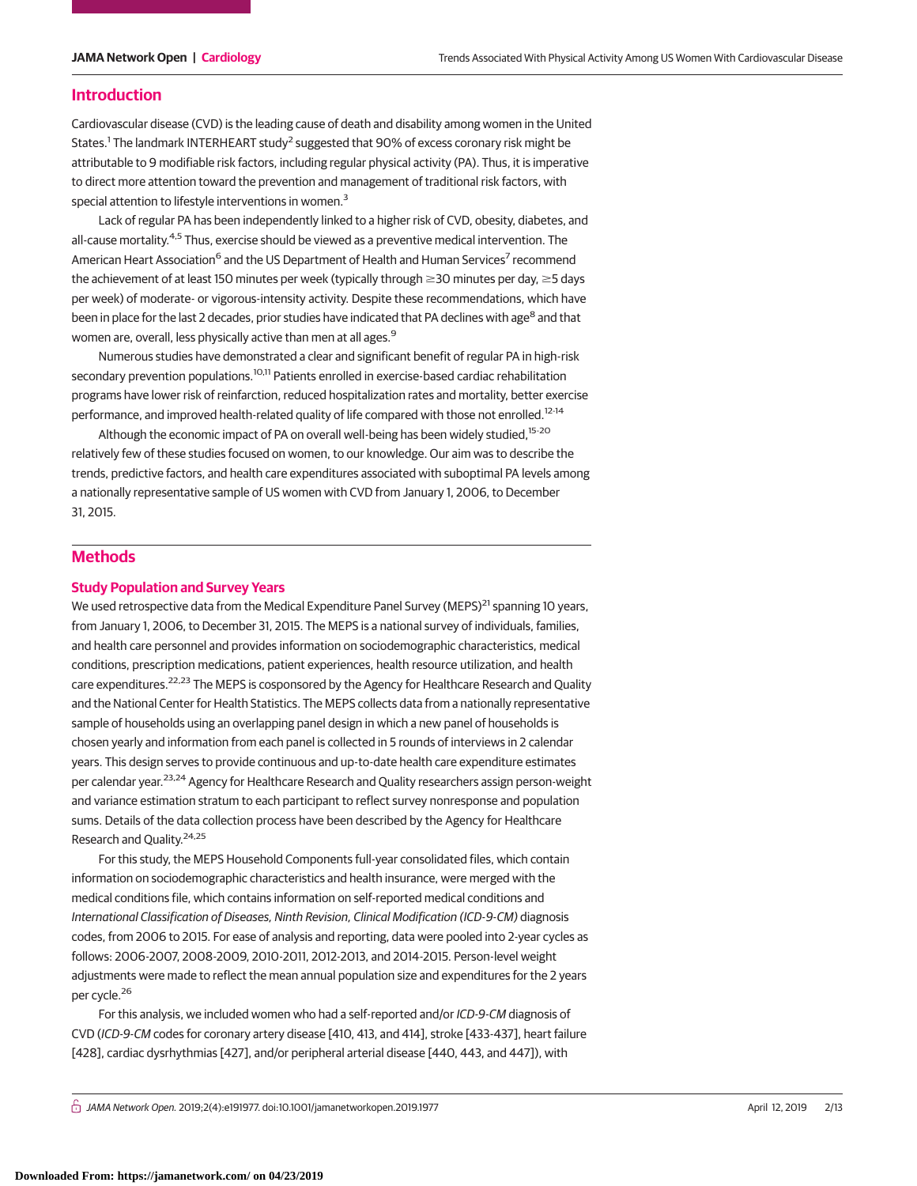## Introduction

Cardiovascular disease (CVD) is the leading cause of death and disability among women in the United States.[1] The landmark INTERHEART study[2] suggested that 90% of excess coronary risk might be attributable to 9 modifiable risk factors, including regular physical activity (PA). Thus, it is imperative to direct more attention toward the prevention and management of traditional risk factors, with special attention to lifestyle interventions in women.[3]

Lack of regular PA has been independently linked to a higher risk of CVD, obesity, diabetes, and all-cause mortality.[4,5] Thus, exercise should be viewed as a preventive medical intervention. The American Heart Association[6] and the US Department of Health and Human Services[7] recommend the achievement of at least 150 minutes per week (typically through ≥30 minutes per day, ≥5 days per week) of moderate- or vigorous-intensity activity. Despite these recommendations, which have been in place for the last 2 decades, prior studies have indicated that PA declines with age[8] and that women are, overall, less physically active than men at all ages.[9]

Numerous studies have demonstrated a clear and significant benefit of regular PA in high-risk secondary prevention populations.[10,11] Patients enrolled in exercise-based cardiac rehabilitation programs have lower risk of reinfarction, reduced hospitalization rates and mortality, better exercise performance, and improved health-related quality of life compared with those not enrolled.[12-14]

Although the economic impact of PA on overall well-being has been widely studied,[15-20] relatively few of these studies focused on women, to our knowledge. Our aim was to describe the trends, predictive factors, and health care expenditures associated with suboptimal PA levels among a nationally representative sample of US women with CVD from January 1, 2006, to December 31, 2015.

## Methods

### Study Population and Survey Years

We used retrospective data from the Medical Expenditure Panel Survey (MEPS)[21] spanning 10 years, from January 1, 2006, to December 31, 2015. The MEPS is a national survey of individuals, families, and health care personnel and provides information on sociodemographic characteristics, medical conditions, prescription medications, patient experiences, health resource utilization, and health care expenditures.[22,23] The MEPS is cosponsored by the Agency for Healthcare Research and Quality and the National Center for Health Statistics. The MEPS collects data from a nationally representative sample of households using an overlapping panel design in which a new panel of households is chosen yearly and information from each panel is collected in 5 rounds of interviews in 2 calendar years. This design serves to provide continuous and up-to-date health care expenditure estimates per calendar year.[23,24] Agency for Healthcare Research and Quality researchers assign person-weight and variance estimation stratum to each participant to reflect survey nonresponse and population sums. Details of the data collection process have been described by the Agency for Healthcare Research and Quality.[24,25]

For this study, the MEPS Household Components full-year consolidated files, which contain information on sociodemographic characteristics and health insurance, were merged with the medical conditions file, which contains information on self-reported medical conditions and *International Classification of Diseases, Ninth Revision, Clinical Modification (ICD-9-CM)* diagnosis codes, from 2006 to 2015. For ease of analysis and reporting, data were pooled into 2-year cycles as follows: 2006-2007, 2008-2009, 2010-2011, 2012-2013, and 2014-2015. Person-level weight adjustments were made to reflect the mean annual population size and expenditures for the 2 years per cycle.[26]

For this analysis, we included women who had a self-reported and/or *ICD-9-CM* diagnosis of CVD (*ICD-9-CM* codes for coronary artery disease [410, 413, and 414], stroke [433-437], heart failure [428], cardiac dysrhythmias [427], and/or peripheral arterial disease [440, 443, and 447]), with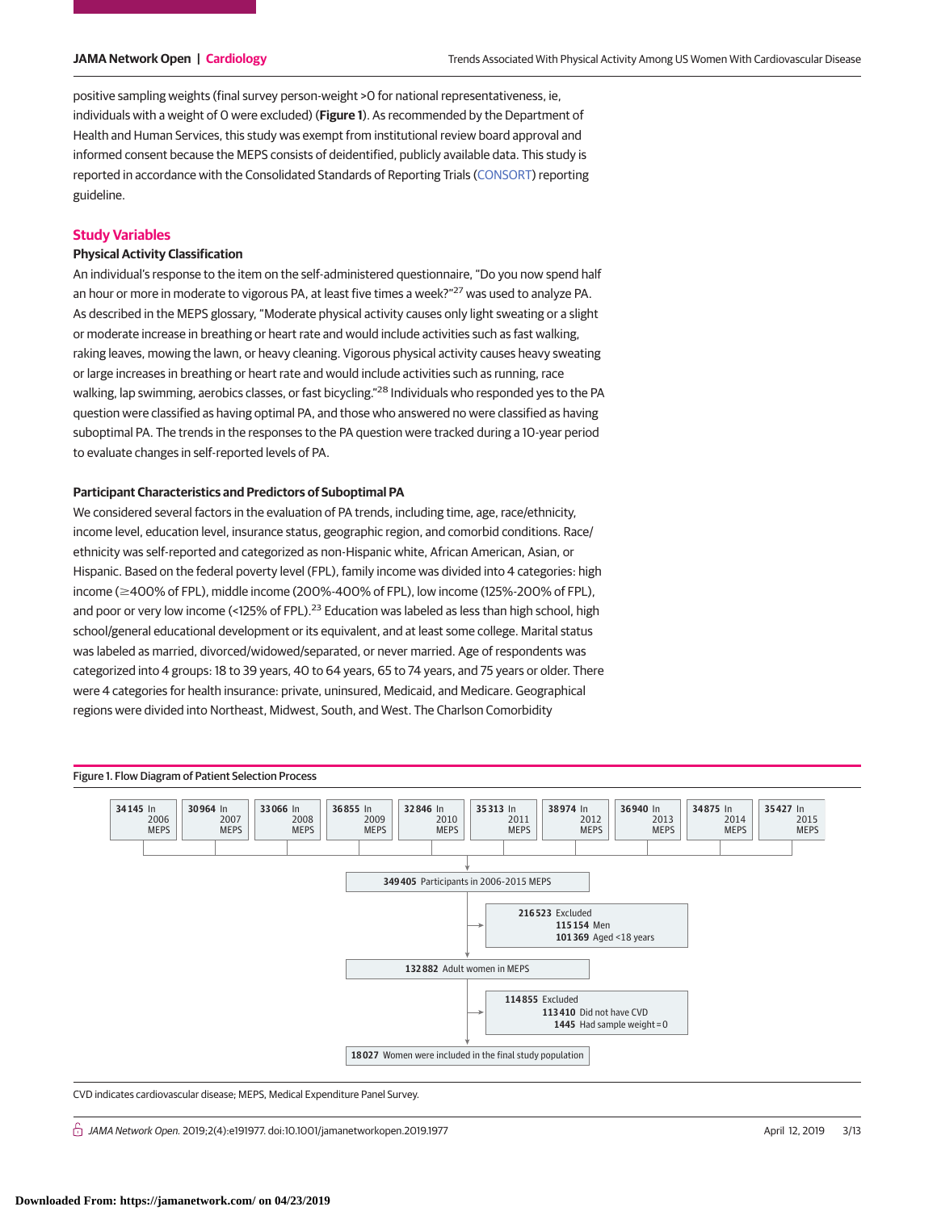positive sampling weights (final survey person-weight >0 for national representativeness, ie, individuals with a weight of 0 were excluded) (**Figure 1**). As recommended by the Department of Health and Human Services, this study was exempt from institutional review board approval and informed consent because the MEPS consists of deidentified, publicly available data. This study is reported in accordance with the Consolidated Standards of Reporting Trials (CONSORT) reporting guideline.

## Study Variables

### Physical Activity Classification

An individual's response to the item on the self-administered questionnaire, "Do you now spend half an hour or more in moderate to vigorous PA, at least five times a week?"[27] was used to analyze PA. As described in the MEPS glossary, "Moderate physical activity causes only light sweating or a slight or moderate increase in breathing or heart rate and would include activities such as fast walking, raking leaves, mowing the lawn, or heavy cleaning. Vigorous physical activity causes heavy sweating or large increases in breathing or heart rate and would include activities such as running, race walking, lap swimming, aerobics classes, or fast bicycling."[28] Individuals who responded yes to the PA question were classified as having optimal PA, and those who answered no were classified as having suboptimal PA. The trends in the responses to the PA question were tracked during a 10-year period to evaluate changes in self-reported levels of PA.

### Participant Characteristics and Predictors of Suboptimal PA

We considered several factors in the evaluation of PA trends, including time, age, race/ethnicity, income level, education level, insurance status, geographic region, and comorbid conditions. Race/ethnicity was self-reported and categorized as non-Hispanic white, African American, Asian, or Hispanic. Based on the federal poverty level (FPL), family income was divided into 4 categories: high income (≥400% of FPL), middle income (200%-400% of FPL), low income (125%-200% of FPL), and poor or very low income (<125% of FPL).[23] Education was labeled as less than high school, high school/general educational development or its equivalent, and at least some college. Marital status was labeled as married, divorced/widowed/separated, or never married. Age of respondents was categorized into 4 groups: 18 to 39 years, 40 to 64 years, 65 to 74 years, and 75 years or older. There were 4 categories for health insurance: private, uninsured, Medicaid, and Medicare. Geographical regions were divided into Northeast, Midwest, South, and West. The Charlson Comorbidity

Figure 1. Flow Diagram of Patient Selection Process

- **34145** In 2006 MEPS
- **30964** In 2007 MEPS
- **33066** In 2008 MEPS
- **36855** In 2009 MEPS
- **32846** In 2010 MEPS
- **35313** In 2011 MEPS
- **38974** In 2012 MEPS
- **36940** In 2013 MEPS
- **34875** In 2014 MEPS
- **35427** In 2015 MEPS

↓

**349405** Participants in 2006-2015 MEPS

→ **216523** Excluded
  - **115154** Men
  - **101369** Aged <18 years

↓

**132882** Adult women in MEPS

→ **114855** Excluded
  - **113410** Did not have CVD
  - **1445** Had sample weight = 0

↓

**18027** Women were included in the final study population

CVD indicates cardiovascular disease; MEPS, Medical Expenditure Panel Survey.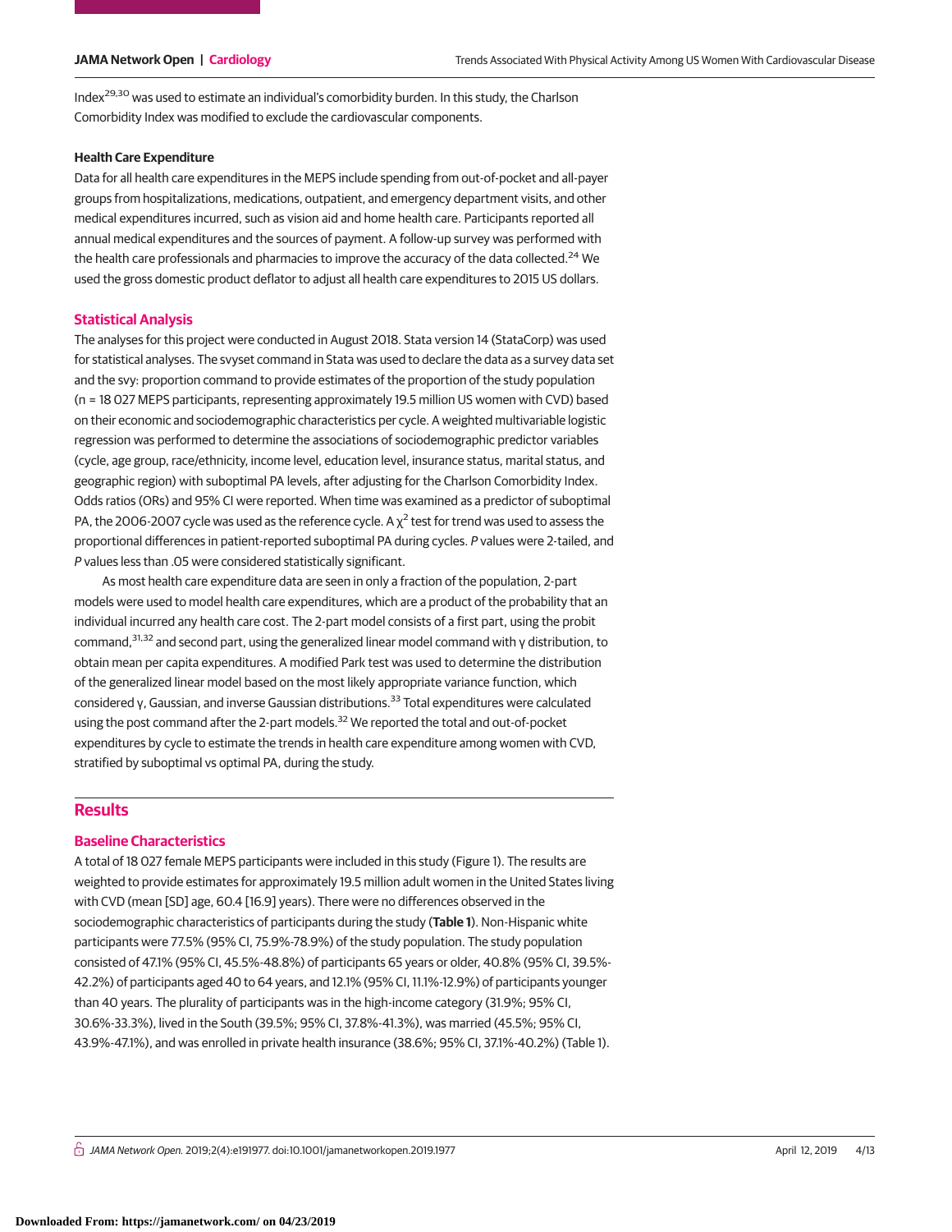Index[29,30] was used to estimate an individual's comorbidity burden. In this study, the Charlson Comorbidity Index was modified to exclude the cardiovascular components.

### Health Care Expenditure

Data for all health care expenditures in the MEPS include spending from out-of-pocket and all-payer groups from hospitalizations, medications, outpatient, and emergency department visits, and other medical expenditures incurred, such as vision aid and home health care. Participants reported all annual medical expenditures and the sources of payment. A follow-up survey was performed with the health care professionals and pharmacies to improve the accuracy of the data collected.[24] We used the gross domestic product deflator to adjust all health care expenditures to 2015 US dollars.

## Statistical Analysis

The analyses for this project were conducted in August 2018. Stata version 14 (StataCorp) was used for statistical analyses. The svyset command in Stata was used to declare the data as a survey data set and the svy: proportion command to provide estimates of the proportion of the study population (n = 18 027 MEPS participants, representing approximately 19.5 million US women with CVD) based on their economic and sociodemographic characteristics per cycle. A weighted multivariable logistic regression was performed to determine the associations of sociodemographic predictor variables (cycle, age group, race/ethnicity, income level, education level, insurance status, marital status, and geographic region) with suboptimal PA levels, after adjusting for the Charlson Comorbidity Index. Odds ratios (ORs) and 95% CI were reported. When time was examined as a predictor of suboptimal PA, the 2006-2007 cycle was used as the reference cycle. A $\chi^2$ test for trend was used to assess the proportional differences in patient-reported suboptimal PA during cycles. *P* values were 2-tailed, and *P* values less than .05 were considered statistically significant.

As most health care expenditure data are seen in only a fraction of the population, 2-part models were used to model health care expenditures, which are a product of the probability that an individual incurred any health care cost. The 2-part model consists of a first part, using the probit command,[31,32] and second part, using the generalized linear model command with γ distribution, to obtain mean per capita expenditures. A modified Park test was used to determine the distribution of the generalized linear model based on the most likely appropriate variance function, which considered γ, Gaussian, and inverse Gaussian distributions.[33] Total expenditures were calculated using the post command after the 2-part models.[32] We reported the total and out-of-pocket expenditures by cycle to estimate the trends in health care expenditure among women with CVD, stratified by suboptimal vs optimal PA, during the study.

# Results

## Baseline Characteristics

A total of 18 027 female MEPS participants were included in this study (Figure 1). The results are weighted to provide estimates for approximately 19.5 million adult women in the United States living with CVD (mean [SD] age, 60.4 [16.9] years). There were no differences observed in the sociodemographic characteristics of participants during the study (**Table 1**). Non-Hispanic white participants were 77.5% (95% CI, 75.9%-78.9%) of the study population. The study population consisted of 47.1% (95% CI, 45.5%-48.8%) of participants 65 years or older, 40.8% (95% CI, 39.5%-42.2%) of participants aged 40 to 64 years, and 12.1% (95% CI, 11.1%-12.9%) of participants younger than 40 years. The plurality of participants was in the high-income category (31.9%; 95% CI, 30.6%-33.3%), lived in the South (39.5%; 95% CI, 37.8%-41.3%), was married (45.5%; 95% CI, 43.9%-47.1%), and was enrolled in private health insurance (38.6%; 95% CI, 37.1%-40.2%) (Table 1).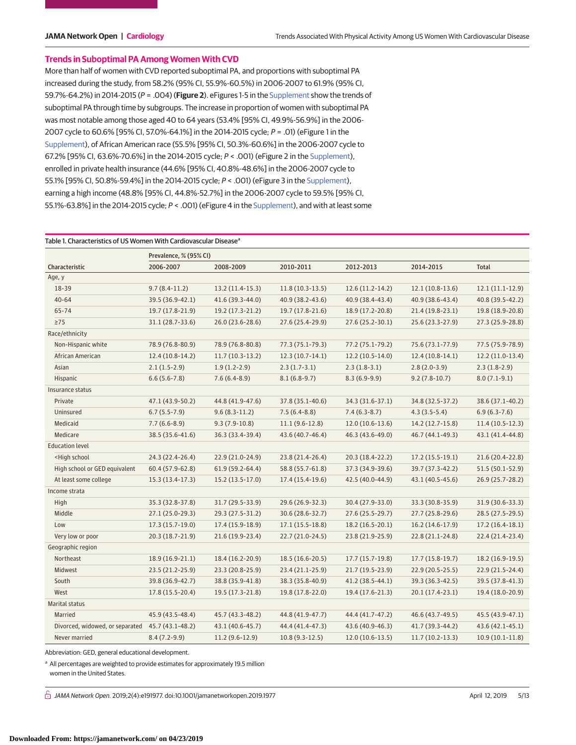## Trends in Suboptimal PA Among Women With CVD

More than half of women with CVD reported suboptimal PA, and proportions with suboptimal PA increased during the study, from 58.2% (95% CI, 55.9%-60.5%) in 2006-2007 to 61.9% (95% CI, 59.7%-64.2%) in 2014-2015 ($P$ = .004) (**Figure 2**). eFigures 1-5 in the Supplement show the trends of suboptimal PA through time by subgroups. The increase in proportion of women with suboptimal PA was most notable among those aged 40 to 64 years (53.4% [95% CI, 49.9%-56.9%] in the 2006-2007 cycle to 60.6% [95% CI, 57.0%-64.1%] in the 2014-2015 cycle; $P$ = .01) (eFigure 1 in the Supplement), of African American race (55.5% [95% CI, 50.3%-60.6%] in the 2006-2007 cycle to 67.2% [95% CI, 63.6%-70.6%] in the 2014-2015 cycle; $P$ < .001) (eFigure 2 in the Supplement), enrolled in private health insurance (44.6% [95% CI, 40.8%-48.6%] in the 2006-2007 cycle to 55.1% [95% CI, 50.8%-59.4%] in the 2014-2015 cycle; $P$ < .001) (eFigure 3 in the Supplement), earning a high income (48.8% [95% CI, 44.8%-52.7%] in the 2006-2007 cycle to 59.5% [95% CI, 55.1%-63.8%] in the 2014-2015 cycle; $P$ < .001) (eFigure 4 in the Supplement), and with at least some

Table 1. Characteristics of US Women With Cardiovascular Disease[a]

| Characteristic | Prevalence, % (95% CI) | | | | | |
|---|---|---|---|---|---|---|
| | 2006-2007 | 2008-2009 | 2010-2011 | 2012-2013 | 2014-2015 | Total |
| Age, y | | | | | | |
| 18-39 | 9.7 (8.4-11.2) | 13.2 (11.4-15.3) | 11.8 (10.3-13.5) | 12.6 (11.2-14.2) | 12.1 (10.8-13.6) | 12.1 (11.1-12.9) |
| 40-64 | 39.5 (36.9-42.1) | 41.6 (39.3-44.0) | 40.9 (38.2-43.6) | 40.9 (38.4-43.4) | 40.9 (38.6-43.4) | 40.8 (39.5-42.2) |
| 65-74 | 19.7 (17.8-21.9) | 19.2 (17.3-21.2) | 19.7 (17.8-21.6) | 18.9 (17.2-20.8) | 21.4 (19.8-23.1) | 19.8 (18.9-20.8) |
| ≥75 | 31.1 (28.7-33.6) | 26.0 (23.6-28.6) | 27.6 (25.4-29.9) | 27.6 (25.2-30.1) | 25.6 (23.3-27.9) | 27.3 (25.9-28.8) |
| Race/ethnicity | | | | | | |
| Non-Hispanic white | 78.9 (76.8-80.9) | 78.9 (76.8-80.8) | 77.3 (75.1-79.3) | 77.2 (75.1-79.2) | 75.6 (73.1-77.9) | 77.5 (75.9-78.9) |
| African American | 12.4 (10.8-14.2) | 11.7 (10.3-13.2) | 12.3 (10.7-14.1) | 12.2 (10.5-14.0) | 12.4 (10.8-14.1) | 12.2 (11.0-13.4) |
| Asian | 2.1 (1.5-2.9) | 1.9 (1.2-2.9) | 2.3 (1.7-3.1) | 2.3 (1.8-3.1) | 2.8 (2.0-3.9) | 2.3 (1.8-2.9) |
| Hispanic | 6.6 (5.6-7.8) | 7.6 (6.4-8.9) | 8.1 (6.8-9.7) | 8.3 (6.9-9.9) | 9.2 (7.8-10.7) | 8.0 (7.1-9.1) |
| Insurance status | | | | | | |
| Private | 47.1 (43.9-50.2) | 44.8 (41.9-47.6) | 37.8 (35.1-40.6) | 34.3 (31.6-37.1) | 34.8 (32.5-37.2) | 38.6 (37.1-40.2) |
| Uninsured | 6.7 (5.5-7.9) | 9.6 (8.3-11.2) | 7.5 (6.4-8.8) | 7.4 (6.3-8.7) | 4.3 (3.5-5.4) | 6.9 (6.3-7.6) |
| Medicaid | 7.7 (6.6-8.9) | 9.3 (7.9-10.8) | 11.1 (9.6-12.8) | 12.0 (10.6-13.6) | 14.2 (12.7-15.8) | 11.4 (10.5-12.3) |
| Medicare | 38.5 (35.6-41.6) | 36.3 (33.4-39.4) | 43.6 (40.7-46.4) | 46.3 (43.6-49.0) | 46.7 (44.1-49.3) | 43.1 (41.4-44.8) |
| Education level | | | | | | |
| <High school | 24.3 (22.4-26.4) | 22.9 (21.0-24.9) | 23.8 (21.4-26.4) | 20.3 (18.4-22.2) | 17.2 (15.5-19.1) | 21.6 (20.4-22.8) |
| High school or GED equivalent | 60.4 (57.9-62.8) | 61.9 (59.2-64.4) | 58.8 (55.7-61.8) | 37.3 (34.9-39.6) | 39.7 (37.3-42.2) | 51.5 (50.1-52.9) |
| At least some college | 15.3 (13.4-17.3) | 15.2 (13.5-17.0) | 17.4 (15.4-19.6) | 42.5 (40.0-44.9) | 43.1 (40.5-45.6) | 26.9 (25.7-28.2) |
| Income strata | | | | | | |
| High | 35.3 (32.8-37.8) | 31.7 (29.5-33.9) | 29.6 (26.9-32.3) | 30.4 (27.9-33.0) | 33.3 (30.8-35.9) | 31.9 (30.6-33.3) |
| Middle | 27.1 (25.0-29.3) | 29.3 (27.5-31.2) | 30.6 (28.6-32.7) | 27.6 (25.5-29.7) | 27.7 (25.8-29.6) | 28.5 (27.5-29.5) |
| Low | 17.3 (15.7-19.0) | 17.4 (15.9-18.9) | 17.1 (15.5-18.8) | 18.2 (16.5-20.1) | 16.2 (14.6-17.9) | 17.2 (16.4-18.1) |
| Very low or poor | 20.3 (18.7-21.9) | 21.6 (19.9-23.4) | 22.7 (21.0-24.5) | 23.8 (21.9-25.9) | 22.8 (21.1-24.8) | 22.4 (21.4-23.4) |
| Geographic region | | | | | | |
| Northeast | 18.9 (16.9-21.1) | 18.4 (16.2-20.9) | 18.5 (16.6-20.5) | 17.7 (15.7-19.8) | 17.7 (15.8-19.7) | 18.2 (16.9-19.5) |
| Midwest | 23.5 (21.2-25.9) | 23.3 (20.8-25.9) | 23.4 (21.1-25.9) | 21.7 (19.5-23.9) | 22.9 (20.5-25.5) | 22.9 (21.5-24.4) |
| South | 39.8 (36.9-42.7) | 38.8 (35.9-41.8) | 38.3 (35.8-40.9) | 41.2 (38.5-44.1) | 39.3 (36.3-42.5) | 39.5 (37.8-41.3) |
| West | 17.8 (15.5-20.4) | 19.5 (17.3-21.8) | 19.8 (17.8-22.0) | 19.4 (17.6-21.3) | 20.1 (17.4-23.1) | 19.4 (18.0-20.9) |
| Marital status | | | | | | |
| Married | 45.9 (43.5-48.4) | 45.7 (43.3-48.2) | 44.8 (41.9-47.7) | 44.4 (41.7-47.2) | 46.6 (43.7-49.5) | 45.5 (43.9-47.1) |
| Divorced, widowed, or separated | 45.7 (43.1-48.2) | 43.1 (40.6-45.7) | 44.4 (41.4-47.3) | 43.6 (40.9-46.3) | 41.7 (39.3-44.2) | 43.6 (42.1-45.1) |
| Never married | 8.4 (7.2-9.9) | 11.2 (9.6-12.9) | 10.8 (9.3-12.5) | 12.0 (10.6-13.5) | 11.7 (10.2-13.3) | 10.9 (10.1-11.8) |

Abbreviation: GED, general educational development.

[a] All percentages are weighted to provide estimates for approximately 19.5 million women in the United States.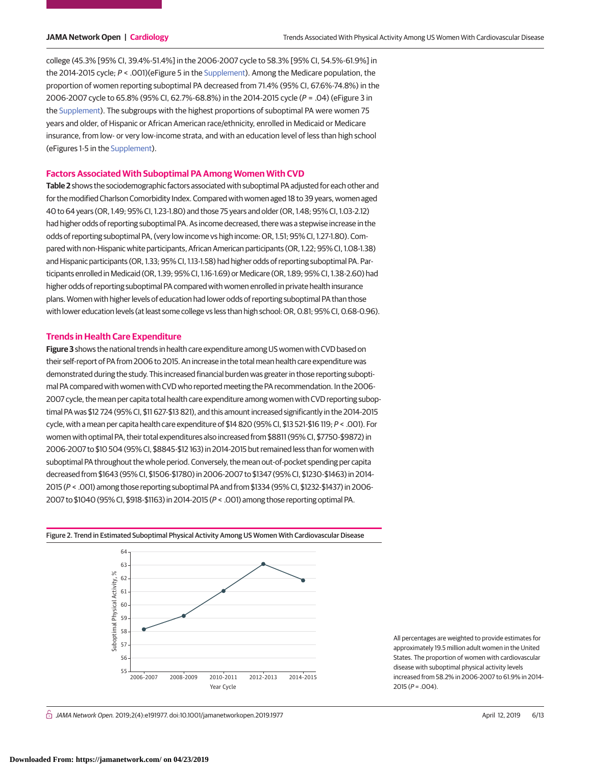college (45.3% [95% CI, 39.4%-51.4%] in the 2006-2007 cycle to 58.3% [95% CI, 54.5%-61.9%] in the 2014-2015 cycle; $P < .001$)(eFigure 5 in the Supplement). Among the Medicare population, the proportion of women reporting suboptimal PA decreased from 71.4% (95% CI, 67.6%-74.8%) in the 2006-2007 cycle to 65.8% (95% CI, 62.7%-68.8%) in the 2014-2015 cycle ($P = .04$) (eFigure 3 in the Supplement). The subgroups with the highest proportions of suboptimal PA were women 75 years and older, of Hispanic or African American race/ethnicity, enrolled in Medicaid or Medicare insurance, from low- or very low-income strata, and with an education level of less than high school (eFigures 1-5 in the Supplement).

## Factors Associated With Suboptimal PA Among Women With CVD

**Table 2** shows the sociodemographic factors associated with suboptimal PA adjusted for each other and for the modified Charlson Comorbidity Index. Compared with women aged 18 to 39 years, women aged 40 to 64 years (OR, 1.49; 95% CI, 1.23-1.80) and those 75 years and older (OR, 1.48; 95% CI, 1.03-2.12) had higher odds of reporting suboptimal PA. As income decreased, there was a stepwise increase in the odds of reporting suboptimal PA, (very low income vs high income: OR, 1.51; 95% CI, 1.27-1.80). Compared with non-Hispanic white participants, African American participants (OR, 1.22; 95% CI, 1.08-1.38) and Hispanic participants (OR, 1.33; 95% CI, 1.13-1.58) had higher odds of reporting suboptimal PA. Participants enrolled in Medicaid (OR, 1.39; 95% CI, 1.16-1.69) or Medicare (OR, 1.89; 95% CI, 1.38-2.60) had higher odds of reporting suboptimal PA compared with women enrolled in private health insurance plans. Women with higher levels of education had lower odds of reporting suboptimal PA than those with lower education levels (at least some college vs less than high school: OR, 0.81; 95% CI, 0.68-0.96).

## Trends in Health Care Expenditure

**Figure 3** shows the national trends in health care expenditure among US women with CVD based on their self-report of PA from 2006 to 2015. An increase in the total mean health care expenditure was demonstrated during the study. This increased financial burden was greater in those reporting suboptimal PA compared with women with CVD who reported meeting the PA recommendation. In the 2006-2007 cycle, the mean per capita total health care expenditure among women with CVD reporting suboptimal PA was $12 724 (95% CI, $11 627-$13 821), and this amount increased significantly in the 2014-2015 cycle, with a mean per capita health care expenditure of $14 820 (95% CI, $13 521-$16 119; $P < .001$). For women with optimal PA, their total expenditures also increased from $8811 (95% CI, $7750-$9872) in 2006-2007 to $10 504 (95% CI, $8845-$12 163) in 2014-2015 but remained less than for women with suboptimal PA throughout the whole period. Conversely, the mean out-of-pocket spending per capita decreased from $1643 (95% CI, $1506-$1780) in 2006-2007 to $1347 (95% CI, $1230-$1463) in 2014-2015 ($P < .001$) among those reporting suboptimal PA and from $1334 (95% CI, $1232-$1437) in 2006-2007 to $1040 (95% CI, $918-$1163) in 2014-2015 ($P < .001$) among those reporting optimal PA.

Figure 2. Trend in Estimated Suboptimal Physical Activity Among US Women With Cardiovascular Disease

All percentages are weighted to provide estimates for approximately 19.5 million adult women in the United States. The proportion of women with cardiovascular disease with suboptimal physical activity levels increased from 58.2% in 2006-2007 to 61.9% in 2014-2015 ($P = .004$).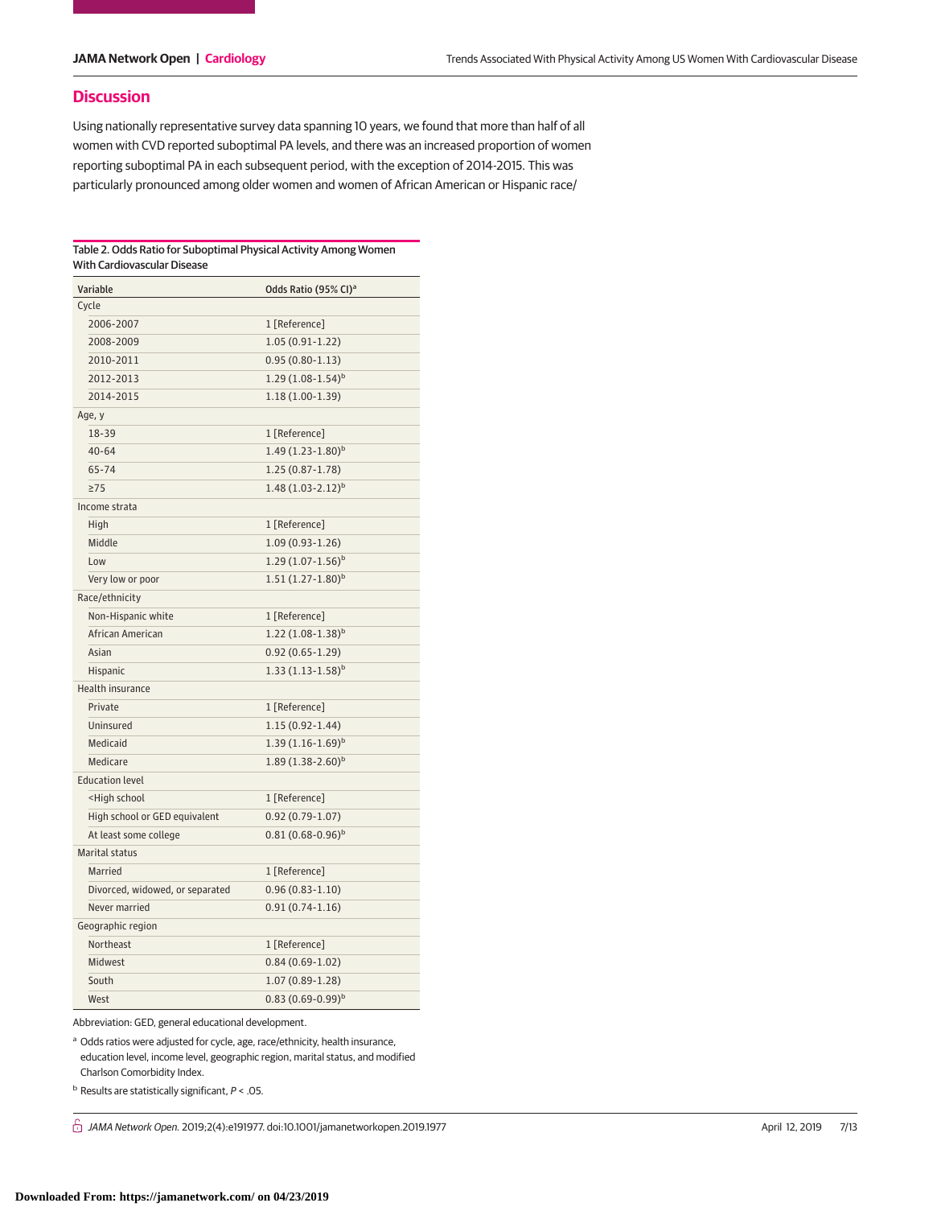## Discussion

Using nationally representative survey data spanning 10 years, we found that more than half of all women with CVD reported suboptimal PA levels, and there was an increased proportion of women reporting suboptimal PA in each subsequent period, with the exception of 2014-2015. This was particularly pronounced among older women and women of African American or Hispanic race/

Table 2. Odds Ratio for Suboptimal Physical Activity Among Women With Cardiovascular Disease

| Variable | Odds Ratio (95% CI)[a] |
|---|---|
| Cycle | |
| 2006-2007 | 1 [Reference] |
| 2008-2009 | 1.05 (0.91-1.22) |
| 2010-2011 | 0.95 (0.80-1.13) |
| 2012-2013 | 1.29 (1.08-1.54)[b] |
| 2014-2015 | 1.18 (1.00-1.39) |
| Age, y | |
| 18-39 | 1 [Reference] |
| 40-64 | 1.49 (1.23-1.80)[b] |
| 65-74 | 1.25 (0.87-1.78) |
| ≥75 | 1.48 (1.03-2.12)[b] |
| Income strata | |
| High | 1 [Reference] |
| Middle | 1.09 (0.93-1.26) |
| Low | 1.29 (1.07-1.56)[b] |
| Very low or poor | 1.51 (1.27-1.80)[b] |
| Race/ethnicity | |
| Non-Hispanic white | 1 [Reference] |
| African American | 1.22 (1.08-1.38)[b] |
| Asian | 0.92 (0.65-1.29) |
| Hispanic | 1.33 (1.13-1.58)[b] |
| Health insurance | |
| Private | 1 [Reference] |
| Uninsured | 1.15 (0.92-1.44) |
| Medicaid | 1.39 (1.16-1.69)[b] |
| Medicare | 1.89 (1.38-2.60)[b] |
| Education level | |
| <High school | 1 [Reference] |
| High school or GED equivalent | 0.92 (0.79-1.07) |
| At least some college | 0.81 (0.68-0.96)[b] |
| Marital status | |
| Married | 1 [Reference] |
| Divorced, widowed, or separated | 0.96 (0.83-1.10) |
| Never married | 0.91 (0.74-1.16) |
| Geographic region | |
| Northeast | 1 [Reference] |
| Midwest | 0.84 (0.69-1.02) |
| South | 1.07 (0.89-1.28) |
| West | 0.83 (0.69-0.99)[b] |

Abbreviation: GED, general educational development.

[a] Odds ratios were adjusted for cycle, age, race/ethnicity, health insurance, education level, income level, geographic region, marital status, and modified Charlson Comorbidity Index.

[b] Results are statistically significant, $P < .05$.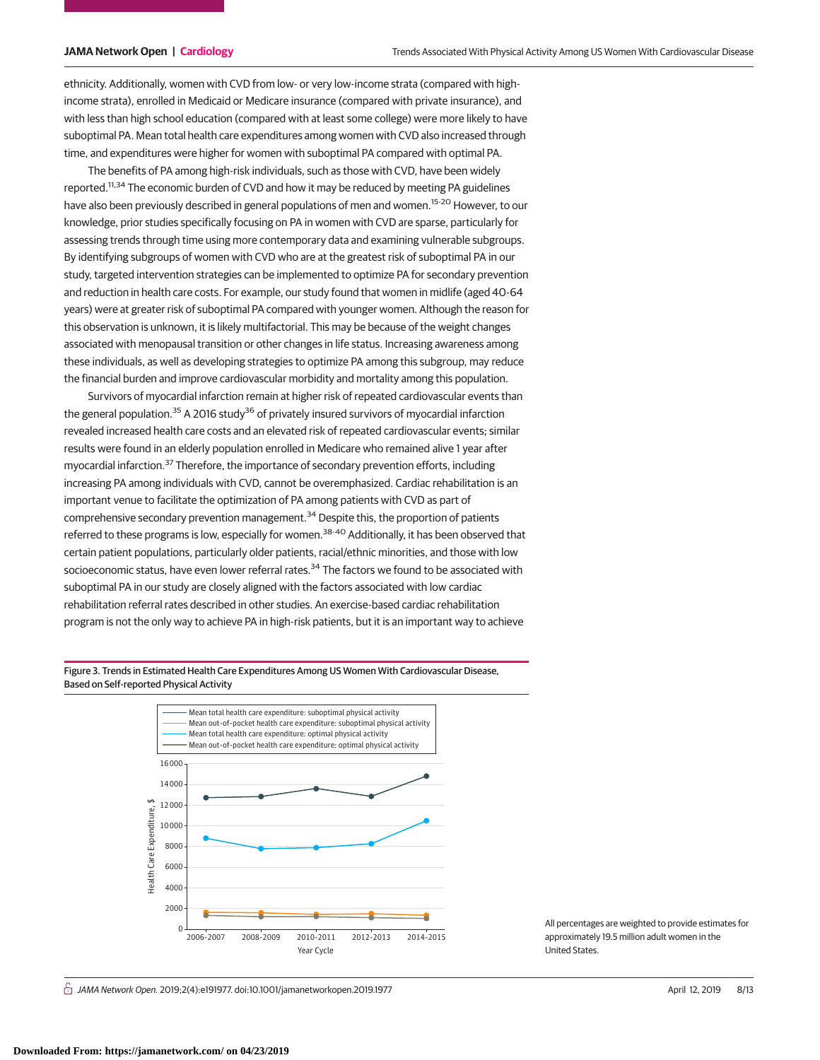ethnicity. Additionally, women with CVD from low- or very low-income strata (compared with high-income strata), enrolled in Medicaid or Medicare insurance (compared with private insurance), and with less than high school education (compared with at least some college) were more likely to have suboptimal PA. Mean total health care expenditures among women with CVD also increased through time, and expenditures were higher for women with suboptimal PA compared with optimal PA.

The benefits of PA among high-risk individuals, such as those with CVD, have been widely reported.[11,34] The economic burden of CVD and how it may be reduced by meeting PA guidelines have also been previously described in general populations of men and women.[15-20] However, to our knowledge, prior studies specifically focusing on PA in women with CVD are sparse, particularly for assessing trends through time using more contemporary data and examining vulnerable subgroups. By identifying subgroups of women with CVD who are at the greatest risk of suboptimal PA in our study, targeted intervention strategies can be implemented to optimize PA for secondary prevention and reduction in health care costs. For example, our study found that women in midlife (aged 40-64 years) were at greater risk of suboptimal PA compared with younger women. Although the reason for this observation is unknown, it is likely multifactorial. This may be because of the weight changes associated with menopausal transition or other changes in life status. Increasing awareness among these individuals, as well as developing strategies to optimize PA among this subgroup, may reduce the financial burden and improve cardiovascular morbidity and mortality among this population.

Survivors of myocardial infarction remain at higher risk of repeated cardiovascular events than the general population.[35] A 2016 study[36] of privately insured survivors of myocardial infarction revealed increased health care costs and an elevated risk of repeated cardiovascular events; similar results were found in an elderly population enrolled in Medicare who remained alive 1 year after myocardial infarction.[37] Therefore, the importance of secondary prevention efforts, including increasing PA among individuals with CVD, cannot be overemphasized. Cardiac rehabilitation is an important venue to facilitate the optimization of PA among patients with CVD as part of comprehensive secondary prevention management.[34] Despite this, the proportion of patients referred to these programs is low, especially for women.[38-40] Additionally, it has been observed that certain patient populations, particularly older patients, racial/ethnic minorities, and those with low socioeconomic status, have even lower referral rates.[34] The factors we found to be associated with suboptimal PA in our study are closely aligned with the factors associated with low cardiac rehabilitation referral rates described in other studies. An exercise-based cardiac rehabilitation program is not the only way to achieve PA in high-risk patients, but it is an important way to achieve

Figure 3. Trends in Estimated Health Care Expenditures Among US Women With Cardiovascular Disease, Based on Self-reported Physical Activity

All percentages are weighted to provide estimates for approximately 19.5 million adult women in the United States.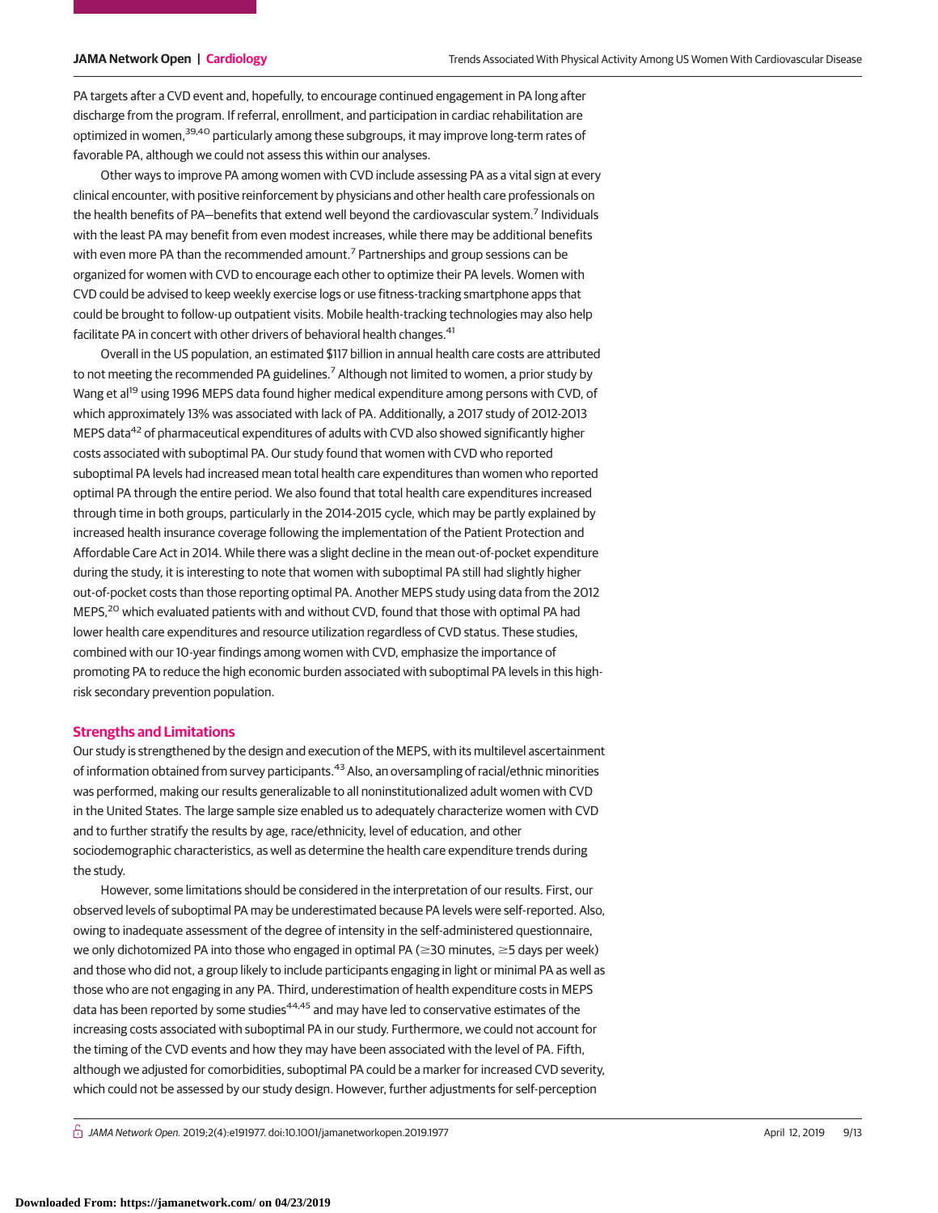PA targets after a CVD event and, hopefully, to encourage continued engagement in PA long after discharge from the program. If referral, enrollment, and participation in cardiac rehabilitation are optimized in women,[39,40] particularly among these subgroups, it may improve long-term rates of favorable PA, although we could not assess this within our analyses.

Other ways to improve PA among women with CVD include assessing PA as a vital sign at every clinical encounter, with positive reinforcement by physicians and other health care professionals on the health benefits of PA—benefits that extend well beyond the cardiovascular system.[7] Individuals with the least PA may benefit from even modest increases, while there may be additional benefits with even more PA than the recommended amount.[7] Partnerships and group sessions can be organized for women with CVD to encourage each other to optimize their PA levels. Women with CVD could be advised to keep weekly exercise logs or use fitness-tracking smartphone apps that could be brought to follow-up outpatient visits. Mobile health-tracking technologies may also help facilitate PA in concert with other drivers of behavioral health changes.[41]

Overall in the US population, an estimated $117 billion in annual health care costs are attributed to not meeting the recommended PA guidelines.[7] Although not limited to women, a prior study by Wang et al[19] using 1996 MEPS data found higher medical expenditure among persons with CVD, of which approximately 13% was associated with lack of PA. Additionally, a 2017 study of 2012-2013 MEPS data[42] of pharmaceutical expenditures of adults with CVD also showed significantly higher costs associated with suboptimal PA. Our study found that women with CVD who reported suboptimal PA levels had increased mean total health care expenditures than women who reported optimal PA through the entire period. We also found that total health care expenditures increased through time in both groups, particularly in the 2014-2015 cycle, which may be partly explained by increased health insurance coverage following the implementation of the Patient Protection and Affordable Care Act in 2014. While there was a slight decline in the mean out-of-pocket expenditure during the study, it is interesting to note that women with suboptimal PA still had slightly higher out-of-pocket costs than those reporting optimal PA. Another MEPS study using data from the 2012 MEPS,[20] which evaluated patients with and without CVD, found that those with optimal PA had lower health care expenditures and resource utilization regardless of CVD status. These studies, combined with our 10-year findings among women with CVD, emphasize the importance of promoting PA to reduce the high economic burden associated with suboptimal PA levels in this high-risk secondary prevention population.

## Strengths and Limitations

Our study is strengthened by the design and execution of the MEPS, with its multilevel ascertainment of information obtained from survey participants.[43] Also, an oversampling of racial/ethnic minorities was performed, making our results generalizable to all noninstitutionalized adult women with CVD in the United States. The large sample size enabled us to adequately characterize women with CVD and to further stratify the results by age, race/ethnicity, level of education, and other sociodemographic characteristics, as well as determine the health care expenditure trends during the study.

However, some limitations should be considered in the interpretation of our results. First, our observed levels of suboptimal PA may be underestimated because PA levels were self-reported. Also, owing to inadequate assessment of the degree of intensity in the self-administered questionnaire, we only dichotomized PA into those who engaged in optimal PA (≥30 minutes, ≥5 days per week) and those who did not, a group likely to include participants engaging in light or minimal PA as well as those who are not engaging in any PA. Third, underestimation of health expenditure costs in MEPS data has been reported by some studies[44,45] and may have led to conservative estimates of the increasing costs associated with suboptimal PA in our study. Furthermore, we could not account for the timing of the CVD events and how they may have been associated with the level of PA. Fifth, although we adjusted for comorbidities, suboptimal PA could be a marker for increased CVD severity, which could not be assessed by our study design. However, further adjustments for self-perception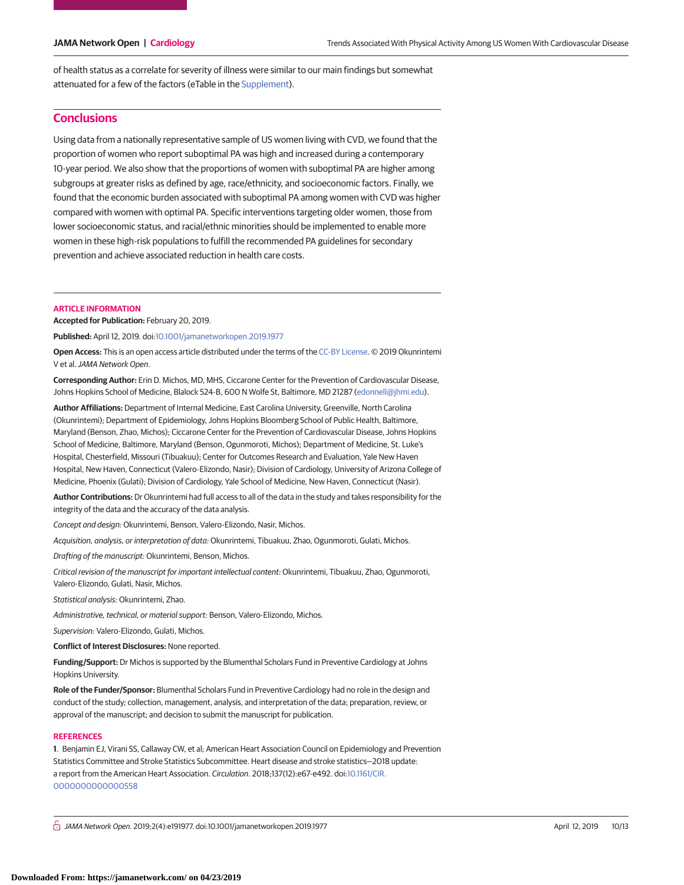of health status as a correlate for severity of illness were similar to our main findings but somewhat attenuated for a few of the factors (eTable in the Supplement).

## Conclusions

Using data from a nationally representative sample of US women living with CVD, we found that the proportion of women who report suboptimal PA was high and increased during a contemporary 10-year period. We also show that the proportions of women with suboptimal PA are higher among subgroups at greater risks as defined by age, race/ethnicity, and socioeconomic factors. Finally, we found that the economic burden associated with suboptimal PA among women with CVD was higher compared with women with optimal PA. Specific interventions targeting older women, those from lower socioeconomic status, and racial/ethnic minorities should be implemented to enable more women in these high-risk populations to fulfill the recommended PA guidelines for secondary prevention and achieve associated reduction in health care costs.

### ARTICLE INFORMATION

**Accepted for Publication:** February 20, 2019.

**Published:** April 12, 2019. doi:10.1001/jamanetworkopen.2019.1977

**Open Access:** This is an open access article distributed under the terms of the CC-BY License. © 2019 Okunrintemi V et al. *JAMA Network Open*.

**Corresponding Author:** Erin D. Michos, MD, MHS, Ciccarone Center for the Prevention of Cardiovascular Disease, Johns Hopkins School of Medicine, Blalock 524-B, 600 N Wolfe St, Baltimore, MD 21287 (edonnell@jhmi.edu).

**Author Affiliations:** Department of Internal Medicine, East Carolina University, Greenville, North Carolina (Okunrintemi); Department of Epidemiology, Johns Hopkins Bloomberg School of Public Health, Baltimore, Maryland (Benson, Zhao, Michos); Ciccarone Center for the Prevention of Cardiovascular Disease, Johns Hopkins School of Medicine, Baltimore, Maryland (Benson, Ogunmoroti, Michos); Department of Medicine, St. Luke's Hospital, Chesterfield, Missouri (Tibuakuu); Center for Outcomes Research and Evaluation, Yale New Haven Hospital, New Haven, Connecticut (Valero-Elizondo, Nasir); Division of Cardiology, University of Arizona College of Medicine, Phoenix (Gulati); Division of Cardiology, Yale School of Medicine, New Haven, Connecticut (Nasir).

**Author Contributions:** Dr Okunrintemi had full access to all of the data in the study and takes responsibility for the integrity of the data and the accuracy of the data analysis.

*Concept and design:* Okunrintemi, Benson, Valero-Elizondo, Nasir, Michos.

*Acquisition, analysis, or interpretation of data:* Okunrintemi, Tibuakuu, Zhao, Ogunmoroti, Gulati, Michos.

*Drafting of the manuscript:* Okunrintemi, Benson, Michos.

*Critical revision of the manuscript for important intellectual content:* Okunrintemi, Tibuakuu, Zhao, Ogunmoroti, Valero-Elizondo, Gulati, Nasir, Michos.

*Statistical analysis:* Okunrintemi, Zhao.

*Administrative, technical, or material support:* Benson, Valero-Elizondo, Michos.

*Supervision:* Valero-Elizondo, Gulati, Michos.

**Conflict of Interest Disclosures:** None reported.

**Funding/Support:** Dr Michos is supported by the Blumenthal Scholars Fund in Preventive Cardiology at Johns Hopkins University.

**Role of the Funder/Sponsor:** Blumenthal Scholars Fund in Preventive Cardiology had no role in the design and conduct of the study; collection, management, analysis, and interpretation of the data; preparation, review, or approval of the manuscript; and decision to submit the manuscript for publication.

### REFERENCES

1. Benjamin EJ, Virani SS, Callaway CW, et al; American Heart Association Council on Epidemiology and Prevention Statistics Committee and Stroke Statistics Subcommittee. Heart disease and stroke statistics—2018 update: a report from the American Heart Association. *Circulation*. 2018;137(12):e67-e492. doi:10.1161/CIR.0000000000000558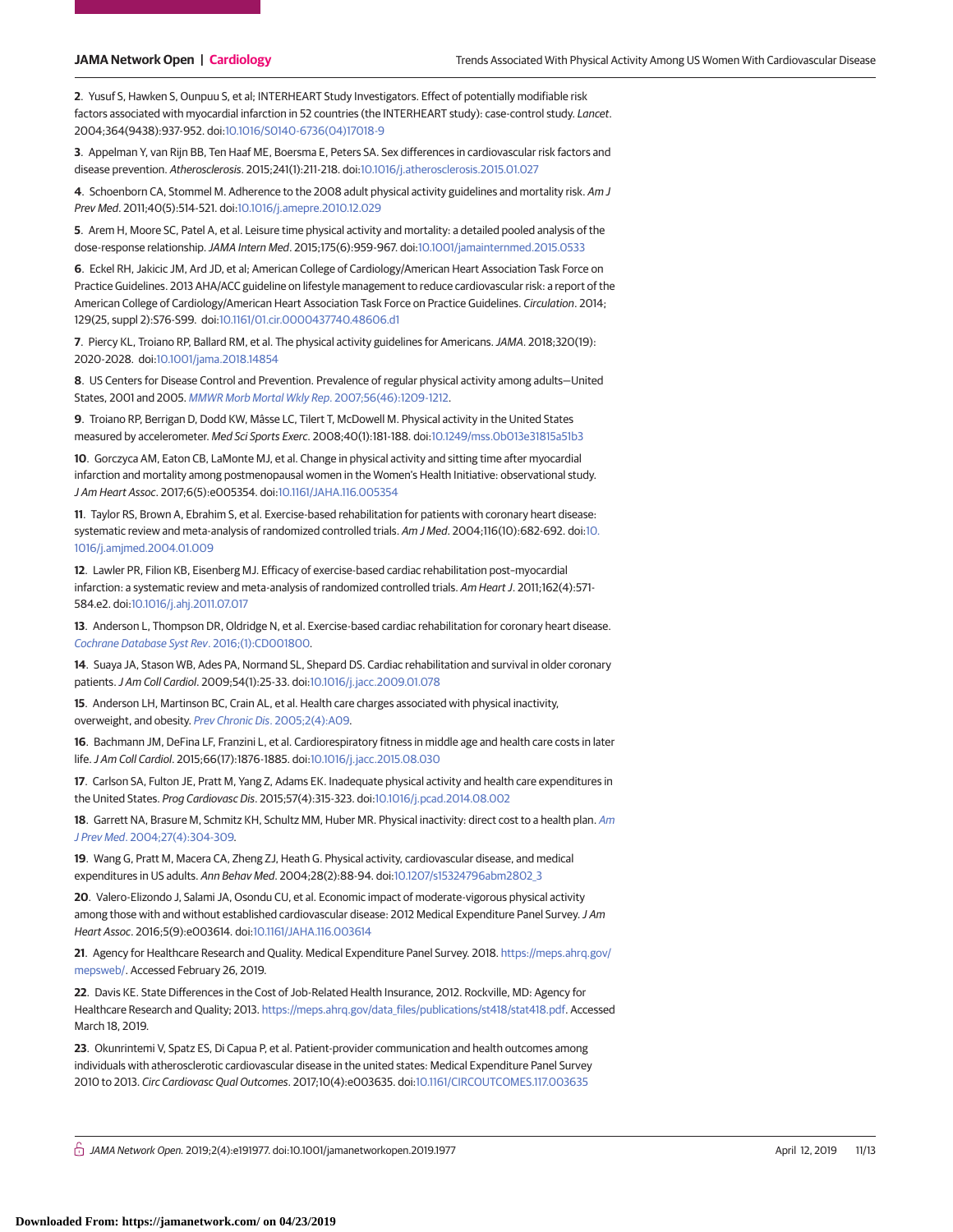2. Yusuf S, Hawken S, Ounpuu S, et al; INTERHEART Study Investigators. Effect of potentially modifiable risk factors associated with myocardial infarction in 52 countries (the INTERHEART study): case-control study. *Lancet*. 2004;364(9438):937-952. doi:10.1016/S0140-6736(04)17018-9

3. Appelman Y, van Rijn BB, Ten Haaf ME, Boersma E, Peters SA. Sex differences in cardiovascular risk factors and disease prevention. *Atherosclerosis*. 2015;241(1):211-218. doi:10.1016/j.atherosclerosis.2015.01.027

4. Schoenborn CA, Stommel M. Adherence to the 2008 adult physical activity guidelines and mortality risk. *Am J Prev Med*. 2011;40(5):514-521. doi:10.1016/j.amepre.2010.12.029

5. Arem H, Moore SC, Patel A, et al. Leisure time physical activity and mortality: a detailed pooled analysis of the dose-response relationship. *JAMA Intern Med*. 2015;175(6):959-967. doi:10.1001/jamainternmed.2015.0533

6. Eckel RH, Jakicic JM, Ard JD, et al; American College of Cardiology/American Heart Association Task Force on Practice Guidelines. 2013 AHA/ACC guideline on lifestyle management to reduce cardiovascular risk: a report of the American College of Cardiology/American Heart Association Task Force on Practice Guidelines. *Circulation*. 2014; 129(25, suppl 2):S76-S99. doi:10.1161/01.cir.0000437740.48606.d1

7. Piercy KL, Troiano RP, Ballard RM, et al. The physical activity guidelines for Americans. *JAMA*. 2018;320(19): 2020-2028. doi:10.1001/jama.2018.14854

8. US Centers for Disease Control and Prevention. Prevalence of regular physical activity among adults—United States, 2001 and 2005. *MMWR Morb Mortal Wkly Rep*. 2007;56(46):1209-1212.

9. Troiano RP, Berrigan D, Dodd KW, Mâsse LC, Tilert T, McDowell M. Physical activity in the United States measured by accelerometer. *Med Sci Sports Exerc*. 2008;40(1):181-188. doi:10.1249/mss.0b013e31815a51b3

10. Gorczyca AM, Eaton CB, LaMonte MJ, et al. Change in physical activity and sitting time after myocardial infarction and mortality among postmenopausal women in the Women's Health Initiative: observational study. *J Am Heart Assoc*. 2017;6(5):e005354. doi:10.1161/JAHA.116.005354

11. Taylor RS, Brown A, Ebrahim S, et al. Exercise-based rehabilitation for patients with coronary heart disease: systematic review and meta-analysis of randomized controlled trials. *Am J Med*. 2004;116(10):682-692. doi:10.1016/j.amjmed.2004.01.009

12. Lawler PR, Filion KB, Eisenberg MJ. Efficacy of exercise-based cardiac rehabilitation post–myocardial infarction: a systematic review and meta-analysis of randomized controlled trials. *Am Heart J*. 2011;162(4):571-584.e2. doi:10.1016/j.ahj.2011.07.017

13. Anderson L, Thompson DR, Oldridge N, et al. Exercise-based cardiac rehabilitation for coronary heart disease. *Cochrane Database Syst Rev*. 2016;(1):CD001800.

14. Suaya JA, Stason WB, Ades PA, Normand SL, Shepard DS. Cardiac rehabilitation and survival in older coronary patients. *J Am Coll Cardiol*. 2009;54(1):25-33. doi:10.1016/j.jacc.2009.01.078

15. Anderson LH, Martinson BC, Crain AL, et al. Health care charges associated with physical inactivity, overweight, and obesity. *Prev Chronic Dis*. 2005;2(4):A09.

16. Bachmann JM, DeFina LF, Franzini L, et al. Cardiorespiratory fitness in middle age and health care costs in later life. *J Am Coll Cardiol*. 2015;66(17):1876-1885. doi:10.1016/j.jacc.2015.08.030

17. Carlson SA, Fulton JE, Pratt M, Yang Z, Adams EK. Inadequate physical activity and health care expenditures in the United States. *Prog Cardiovasc Dis*. 2015;57(4):315-323. doi:10.1016/j.pcad.2014.08.002

18. Garrett NA, Brasure M, Schmitz KH, Schultz MM, Huber MR. Physical inactivity: direct cost to a health plan. *Am J Prev Med*. 2004;27(4):304-309.

19. Wang G, Pratt M, Macera CA, Zheng ZJ, Heath G. Physical activity, cardiovascular disease, and medical expenditures in US adults. *Ann Behav Med*. 2004;28(2):88-94. doi:10.1207/s15324796abm2802_3

20. Valero-Elizondo J, Salami JA, Osondu CU, et al. Economic impact of moderate-vigorous physical activity among those with and without established cardiovascular disease: 2012 Medical Expenditure Panel Survey. *J Am Heart Assoc*. 2016;5(9):e003614. doi:10.1161/JAHA.116.003614

21. Agency for Healthcare Research and Quality. Medical Expenditure Panel Survey. 2018. https://meps.ahrq.gov/mepsweb/. Accessed February 26, 2019.

22. Davis KE. State Differences in the Cost of Job-Related Health Insurance, 2012. Rockville, MD: Agency for Healthcare Research and Quality; 2013. https://meps.ahrq.gov/data_files/publications/st418/stat418.pdf. Accessed March 18, 2019.

23. Okunrintemi V, Spatz ES, Di Capua P, et al. Patient-provider communication and health outcomes among individuals with atherosclerotic cardiovascular disease in the united states: Medical Expenditure Panel Survey 2010 to 2013. *Circ Cardiovasc Qual Outcomes*. 2017;10(4):e003635. doi:10.1161/CIRCOUTCOMES.117.003635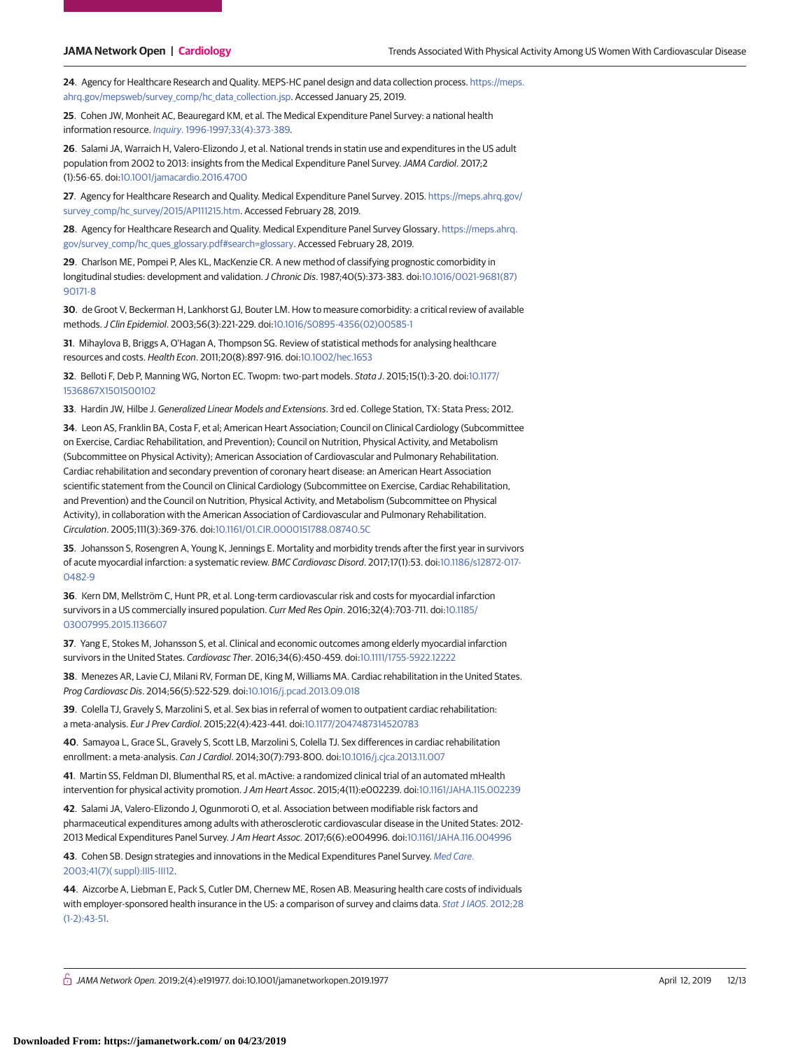24. Agency for Healthcare Research and Quality. MEPS-HC panel design and data collection process. https://meps.ahrq.gov/mepsweb/survey_comp/hc_data_collection.jsp. Accessed January 25, 2019.

25. Cohen JW, Monheit AC, Beauregard KM, et al. The Medical Expenditure Panel Survey: a national health information resource. *Inquiry*. 1996-1997;33(4):373-389.

26. Salami JA, Warraich H, Valero-Elizondo J, et al. National trends in statin use and expenditures in the US adult population from 2002 to 2013: insights from the Medical Expenditure Panel Survey. *JAMA Cardiol*. 2017;2(1):56-65. doi:10.1001/jamacardio.2016.4700

27. Agency for Healthcare Research and Quality. Medical Expenditure Panel Survey. 2015. https://meps.ahrq.gov/survey_comp/hc_survey/2015/AP111215.htm. Accessed February 28, 2019.

28. Agency for Healthcare Research and Quality. Medical Expenditure Panel Survey Glossary. https://meps.ahrq.gov/survey_comp/hc_ques_glossary.pdf#search=glossary. Accessed February 28, 2019.

29. Charlson ME, Pompei P, Ales KL, MacKenzie CR. A new method of classifying prognostic comorbidity in longitudinal studies: development and validation. *J Chronic Dis*. 1987;40(5):373-383. doi:10.1016/0021-9681(87)90171-8

30. de Groot V, Beckerman H, Lankhorst GJ, Bouter LM. How to measure comorbidity: a critical review of available methods. *J Clin Epidemiol*. 2003;56(3):221-229. doi:10.1016/S0895-4356(02)00585-1

31. Mihaylova B, Briggs A, O'Hagan A, Thompson SG. Review of statistical methods for analysing healthcare resources and costs. *Health Econ*. 2011;20(8):897-916. doi:10.1002/hec.1653

32. Belloti F, Deb P, Manning WG, Norton EC. Twopm: two-part models. *Stata J*. 2015;15(1):3-20. doi:10.1177/1536867X1501500102

33. Hardin JW, Hilbe J. *Generalized Linear Models and Extensions*. 3rd ed. College Station, TX: Stata Press; 2012.

34. Leon AS, Franklin BA, Costa F, et al; American Heart Association; Council on Clinical Cardiology (Subcommittee on Exercise, Cardiac Rehabilitation, and Prevention); Council on Nutrition, Physical Activity, and Metabolism (Subcommittee on Physical Activity); American Association of Cardiovascular and Pulmonary Rehabilitation. Cardiac rehabilitation and secondary prevention of coronary heart disease: an American Heart Association scientific statement from the Council on Clinical Cardiology (Subcommittee on Exercise, Cardiac Rehabilitation, and Prevention) and the Council on Nutrition, Physical Activity, and Metabolism (Subcommittee on Physical Activity), in collaboration with the American Association of Cardiovascular and Pulmonary Rehabilitation. *Circulation*. 2005;111(3):369-376. doi:10.1161/01.CIR.0000151788.08740.5C

35. Johansson S, Rosengren A, Young K, Jennings E. Mortality and morbidity trends after the first year in survivors of acute myocardial infarction: a systematic review. *BMC Cardiovasc Disord*. 2017;17(1):53. doi:10.1186/s12872-017-0482-9

36. Kern DM, Mellström C, Hunt PR, et al. Long-term cardiovascular risk and costs for myocardial infarction survivors in a US commercially insured population. *Curr Med Res Opin*. 2016;32(4):703-711. doi:10.1185/03007995.2015.1136607

37. Yang E, Stokes M, Johansson S, et al. Clinical and economic outcomes among elderly myocardial infarction survivors in the United States. *Cardiovasc Ther*. 2016;34(6):450-459. doi:10.1111/1755-5922.12222

38. Menezes AR, Lavie CJ, Milani RV, Forman DE, King M, Williams MA. Cardiac rehabilitation in the United States. *Prog Cardiovasc Dis*. 2014;56(5):522-529. doi:10.1016/j.pcad.2013.09.018

39. Colella TJ, Gravely S, Marzolini S, et al. Sex bias in referral of women to outpatient cardiac rehabilitation: a meta-analysis. *Eur J Prev Cardiol*. 2015;22(4):423-441. doi:10.1177/2047487314520783

40. Samayoa L, Grace SL, Gravely S, Scott LB, Marzolini S, Colella TJ. Sex differences in cardiac rehabilitation enrollment: a meta-analysis. *Can J Cardiol*. 2014;30(7):793-800. doi:10.1016/j.cjca.2013.11.007

41. Martin SS, Feldman DI, Blumenthal RS, et al. mActive: a randomized clinical trial of an automated mHealth intervention for physical activity promotion. *J Am Heart Assoc*. 2015;4(11):e002239. doi:10.1161/JAHA.115.002239

42. Salami JA, Valero-Elizondo J, Ogunmoroti O, et al. Association between modifiable risk factors and pharmaceutical expenditures among adults with atherosclerotic cardiovascular disease in the United States: 2012-2013 Medical Expenditures Panel Survey. *J Am Heart Assoc*. 2017;6(6):e004996. doi:10.1161/JAHA.116.004996

43. Cohen SB. Design strategies and innovations in the Medical Expenditures Panel Survey. *Med Care*. 2003;41(7)( suppl):III5-III12.

44. Aizcorbe A, Liebman E, Pack S, Cutler DM, Chernew ME, Rosen AB. Measuring health care costs of individuals with employer-sponsored health insurance in the US: a comparison of survey and claims data. *Stat J IAOS*. 2012;28(1-2):43-51.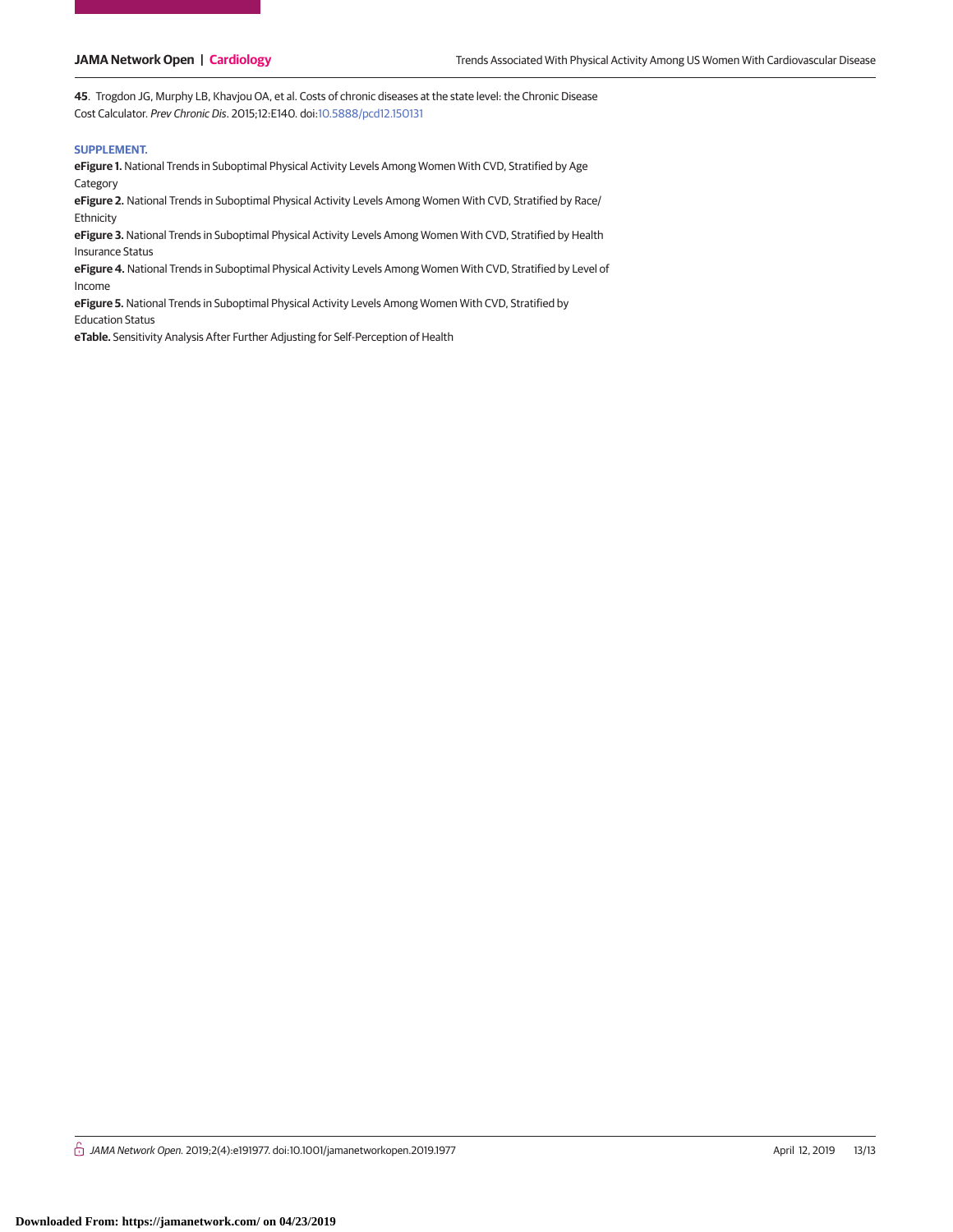45. Trogdon JG, Murphy LB, Khavjou OA, et al. Costs of chronic diseases at the state level: the Chronic Disease Cost Calculator. *Prev Chronic Dis*. 2015;12:E140. doi:10.5888/pcd12.150131

**SUPPLEMENT.**

**eFigure 1.** National Trends in Suboptimal Physical Activity Levels Among Women With CVD, Stratified by Age Category

**eFigure 2.** National Trends in Suboptimal Physical Activity Levels Among Women With CVD, Stratified by Race/Ethnicity

**eFigure 3.** National Trends in Suboptimal Physical Activity Levels Among Women With CVD, Stratified by Health Insurance Status

**eFigure 4.** National Trends in Suboptimal Physical Activity Levels Among Women With CVD, Stratified by Level of Income

**eFigure 5.** National Trends in Suboptimal Physical Activity Levels Among Women With CVD, Stratified by Education Status

**eTable.** Sensitivity Analysis After Further Adjusting for Self-Perception of Health